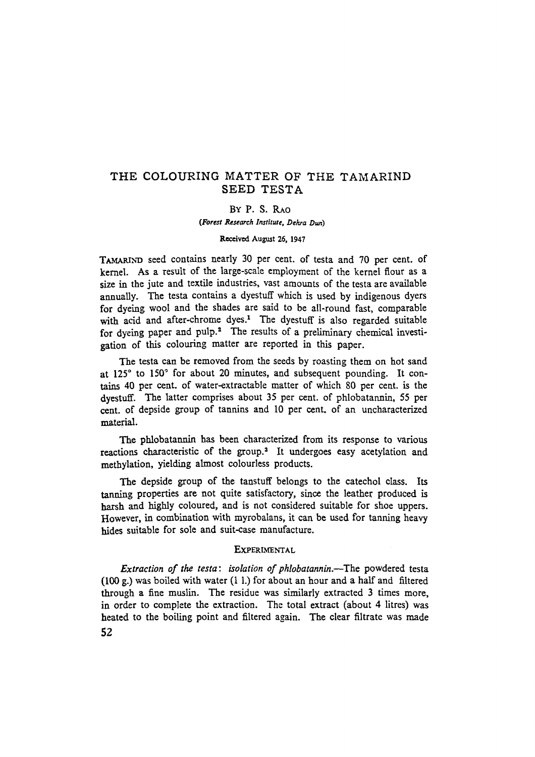# THE COLOURING MATTER OF THE TAMARIND SEED TESTA

BY P. S. RAO

*(Forest Research Institute, Dehra Dun)*

Received August 26, 1947

TAMARIND seed contains nearly 30 per cent. of testa and 70 per cent. of kernel. As a result of the large-scale employment of the kernel flour as a size in the jute and textile industries, vast amounts of the testa are available annually. The testa contains a dyestuff which is used by indigenous dyers for dyeing wool and the shades are said to be all-round fast, comparable with acid and after-chrome dyes.[1] The dyestuff is also regarded suitable for dyeing paper and pulp.[2] The results of a preliminary chemical investigation of this colouring matter are reported in this paper.

The testa can be removed from the seeds by roasting them on hot sand at 125° to 150° for about 20 minutes, and subsequent pounding. It contains 40 per cent. of water-extractable matter of which 80 per cent. is the dyestuff. The latter comprises about 35 per cent. of phlobatannin, 55 per cent. of depside group of tannins and 10 per cent. of an uncharacterized material.

The phlobatannin has been characterized from its response to various reactions characteristic of the group.[3] It undergoes easy acetylation and methylation, yielding almost colourless products.

The depside group of the tanstuff belongs to the catechol class. Its tanning properties are not quite satisfactory, since the leather produced is harsh and highly coloured, and is not considered suitable for shoe uppers. However, in combination with myrobalans, it can be used for tanning heavy hides suitable for sole and suit-case manufacture.

## EXPERIMENTAL

*Extraction of the testa: isolation of phlobatannin.*—The powdered testa (100 g.) was boiled with water (1 l.) for about an hour and a half and filtered through a fine muslin. The residue was similarly extracted 3 times more, in order to complete the extraction. The total extract (about 4 litres) was heated to the boiling point and filtered again. The clear filtrate was made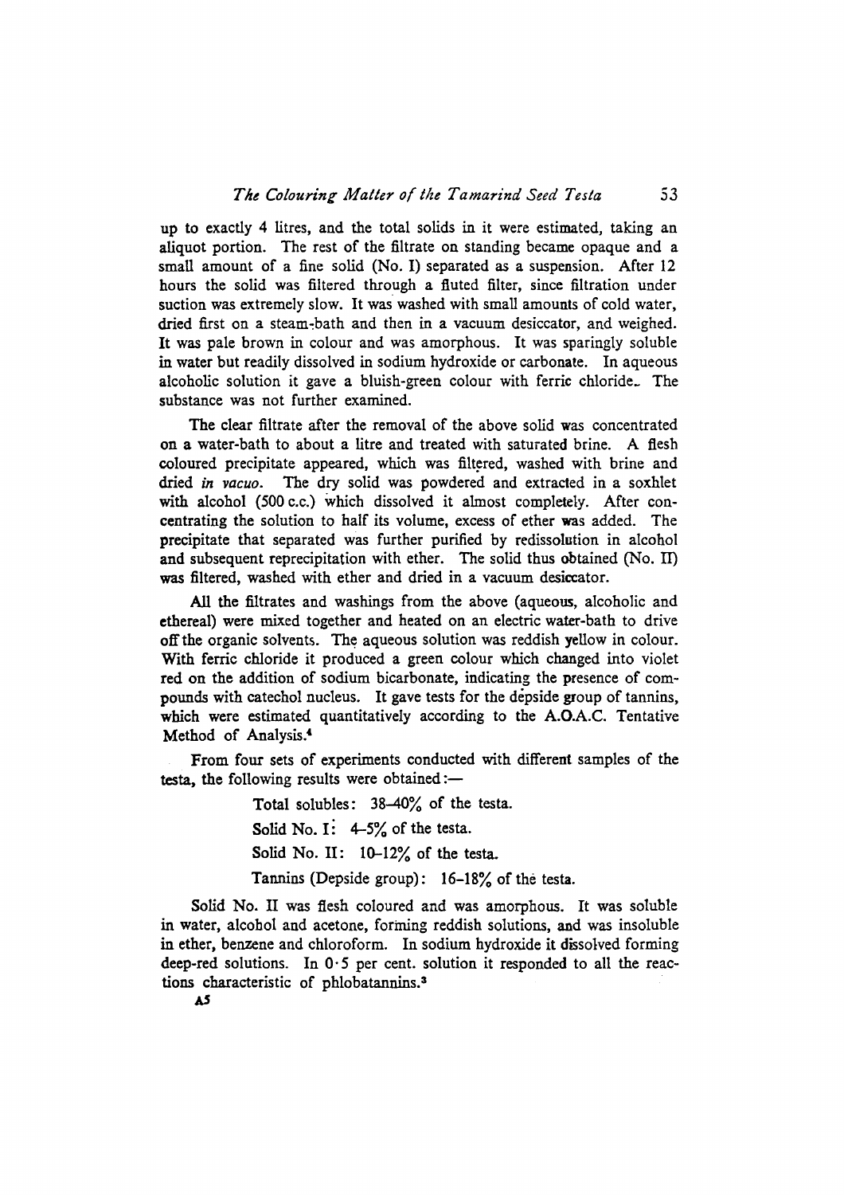up to exactly 4 litres, and the total solids in it were estimated, taking an aliquot portion. The rest of the filtrate on standing became opaque and a small amount of a fine solid (No. I) separated as a suspension. After 12 hours the solid was filtered through a fluted filter, since filtration under suction was extremely slow. It was washed with small amounts of cold water, dried first on a steam-bath and then in a vacuum desiccator, and weighed. It was pale brown in colour and was amorphous. It was sparingly soluble in water but readily dissolved in sodium hydroxide or carbonate. In aqueous alcoholic solution it gave a bluish-green colour with ferric chloride. The substance was not further examined.

The clear filtrate after the removal of the above solid was concentrated on a water-bath to about a litre and treated with saturated brine. A flesh coloured precipitate appeared, which was filtered, washed with brine and dried *in vacuo*. The dry solid was powdered and extracted in a soxhlet with alcohol (500 c.c.) which dissolved it almost completely. After concentrating the solution to half its volume, excess of ether was added. The precipitate that separated was further purified by redissolution in alcohol and subsequent reprecipitation with ether. The solid thus obtained (No. II) was filtered, washed with ether and dried in a vacuum desiccator.

All the filtrates and washings from the above (aqueous, alcoholic and ethereal) were mixed together and heated on an electric water-bath to drive off the organic solvents. The aqueous solution was reddish yellow in colour. With ferric chloride it produced a green colour which changed into violet red on the addition of sodium bicarbonate, indicating the presence of compounds with catechol nucleus. It gave tests for the depside group of tannins, which were estimated quantitatively according to the A.O.A.C. Tentative Method of Analysis.[4]

From four sets of experiments conducted with different samples of the testa, the following results were obtained:—

Total solubles: 38–40% of the testa.

Solid No. I: 4–5% of the testa.

Solid No. II: 10–12% of the testa.

Tannins (Depside group): 16–18% of the testa.

Solid No. II was flesh coloured and was amorphous. It was soluble in water, alcohol and acetone, forming reddish solutions, and was insoluble in ether, benzene and chloroform. In sodium hydroxide it dissolved forming deep-red solutions. In 0·5 per cent. solution it responded to all the reactions characteristic of phlobatannins.[3]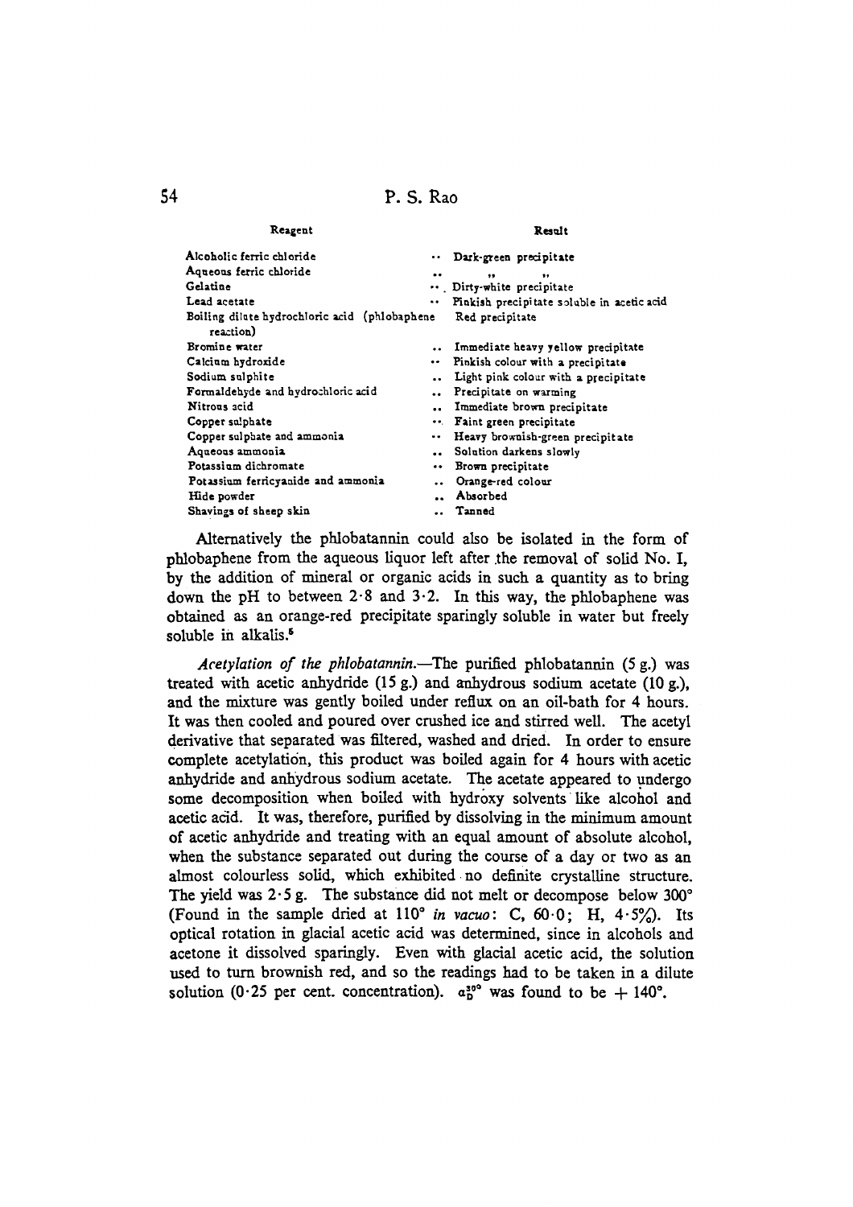| Reagent | Result |
|---|---|
| Alcoholic ferric chloride | Dark-green precipitate |
| Aqueous ferric chloride | " " |
| Gelatine | Dirty-white precipitate |
| Lead acetate | Pinkish precipitate soluble in acetic acid |
| Boiling dilute hydrochloric acid (phlobaphene reaction) | Red precipitate |
| Bromine water | Immediate heavy yellow precipitate |
| Calcium hydroxide | Pinkish colour with a precipitate |
| Sodium sulphite | Light pink colour with a precipitate |
| Formaldehyde and hydrochloric acid | Precipitate on warming |
| Nitrous acid | Immediate brown precipitate |
| Copper sulphate | Faint green precipitate |
| Copper sulphate and ammonia | Heavy brownish-green precipitate |
| Aqueous ammonia | Solution darkens slowly |
| Potassium dichromate | Brown precipitate |
| Potassium ferricyanide and ammonia | Orange-red colour |
| Hide powder | Absorbed |
| Shavings of sheep skin | Tanned |

Alternatively the phlobatannin could also be isolated in the form of phlobaphene from the aqueous liquor left after the removal of solid No. I, by the addition of mineral or organic acids in such a quantity as to bring down the pH to between 2·8 and 3·2. In this way, the phlobaphene was obtained as an orange-red precipitate sparingly soluble in water but freely soluble in alkalis.[5]

*Acetylation of the phlobatannin.*—The purified phlobatannin (5 g.) was treated with acetic anhydride (15 g.) and anhydrous sodium acetate (10 g.), and the mixture was gently boiled under reflux on an oil-bath for 4 hours. It was then cooled and poured over crushed ice and stirred well. The acetyl derivative that separated was filtered, washed and dried. In order to ensure complete acetylation, this product was boiled again for 4 hours with acetic anhydride and anhydrous sodium acetate. The acetate appeared to undergo some decomposition when boiled with hydroxy solvents like alcohol and acetic acid. It was, therefore, purified by dissolving in the minimum amount of acetic anhydride and treating with an equal amount of absolute alcohol, when the substance separated out during the course of a day or two as an almost colourless solid, which exhibited no definite crystalline structure. The yield was 2·5 g. The substance did not melt or decompose below 300° (Found in the sample dried at 110° *in vacuo*: C, 60·0; H, 4·5%). Its optical rotation in glacial acetic acid was determined, since in alcohols and acetone it dissolved sparingly. Even with glacial acetic acid, the solution used to turn brownish red, and so the readings had to be taken in a dilute solution (0·25 per cent. concentration). $\alpha_D^{30°}$ was found to be $+ 140°$.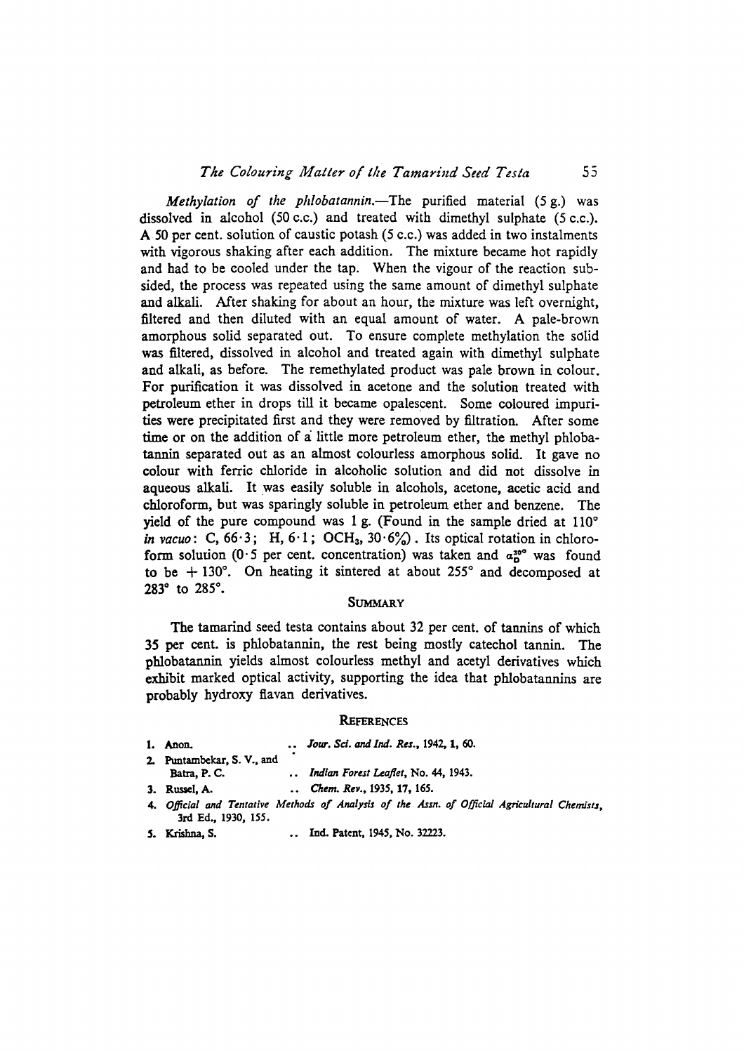*Methylation of the phlobatannin.*—The purified material (5 g.) was dissolved in alcohol (50 c.c.) and treated with dimethyl sulphate (5 c.c.). A 50 per cent. solution of caustic potash (5 c.c.) was added in two instalments with vigorous shaking after each addition. The mixture became hot rapidly and had to be cooled under the tap. When the vigour of the reaction subsided, the process was repeated using the same amount of dimethyl sulphate and alkali. After shaking for about an hour, the mixture was left overnight, filtered and then diluted with an equal amount of water. A pale-brown amorphous solid separated out. To ensure complete methylation the solid was filtered, dissolved in alcohol and treated again with dimethyl sulphate and alkali, as before. The remethylated product was pale brown in colour. For purification it was dissolved in acetone and the solution treated with petroleum ether in drops till it became opalescent. Some coloured impurities were precipitated first and they were removed by filtration. After some time or on the addition of a little more petroleum ether, the methyl phlobatannin separated out as an almost colourless amorphous solid. It gave no colour with ferric chloride in alcoholic solution and did not dissolve in aqueous alkali. It was easily soluble in alcohols, acetone, acetic acid and chloroform, but was sparingly soluble in petroleum ether and benzene. The yield of the pure compound was 1 g. (Found in the sample dried at 110° *in vacuo*: C, 66·3; H, 6·1; $OCH_3$, 30·6%). Its optical rotation in chloroform solution (0·5 per cent. concentration) was taken and $\alpha_D^{20°}$ was found to be + 130°. On heating it sintered at about 255° and decomposed at 283° to 285°.

## Summary

The tamarind seed testa contains about 32 per cent. of tannins of which 35 per cent. is phlobatannin, the rest being mostly catechol tannin. The phlobatannin yields almost colourless methyl and acetyl derivatives which exhibit marked optical activity, supporting the idea that phlobatannins are probably hydroxy flavan derivatives.

## References

1. Anon. .. *Jour. Sci. and Ind. Res.*, 1942, 1, 60.
2. Puntambekar, S. V., and Batra, P. C. .. *Indian Forest Leaflet*, No. 44, 1943.
3. Russel, A. .. *Chem. Rev.*, 1935, 17, 165.
4. *Official and Tentative Methods of Analysis of the Assn. of Official Agricultural Chemists*, 3rd Ed., 1930, 155.
5. Krishna, S. .. Ind. Patent, 1945, No. 32223.